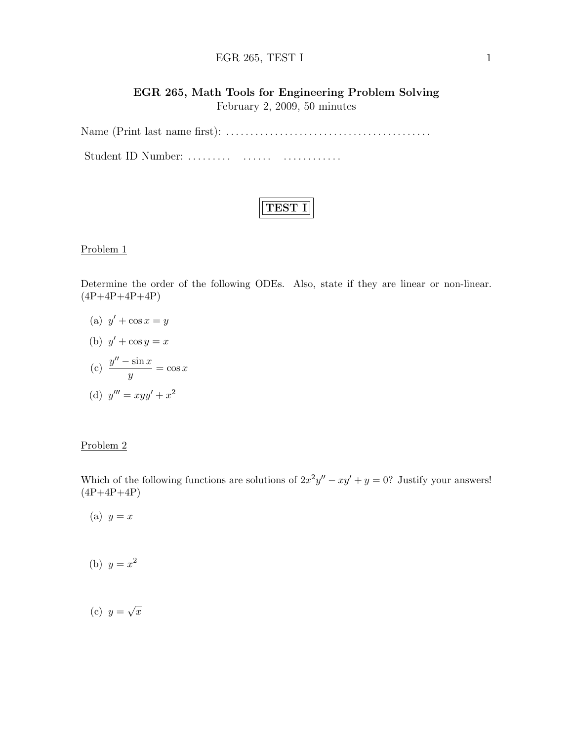## EGR 265, Math Tools for Engineering Problem Solving

February 2, 2009, 50 minutes

Name (Print last name first): ........................................

Student ID Number: ......... ...... ............

### TEST I

Problem 1

Determine the order of the following ODEs. Also, state if they are linear or non-linear. (4P+4P+4P+4P)

(a) $y' + \cos x = y$

(b) $y' + \cos y = x$

(c) $\dfrac{y'' - \sin x}{y} = \cos x$

(d) $y''' = xyy' + x^2$

Problem 2

Which of the following functions are solutions of $2x^2y'' - xy' + y = 0$? Justify your answers! (4P+4P+4P)

(a) $y = x$

(b) $y = x^2$

(c) $y = \sqrt{x}$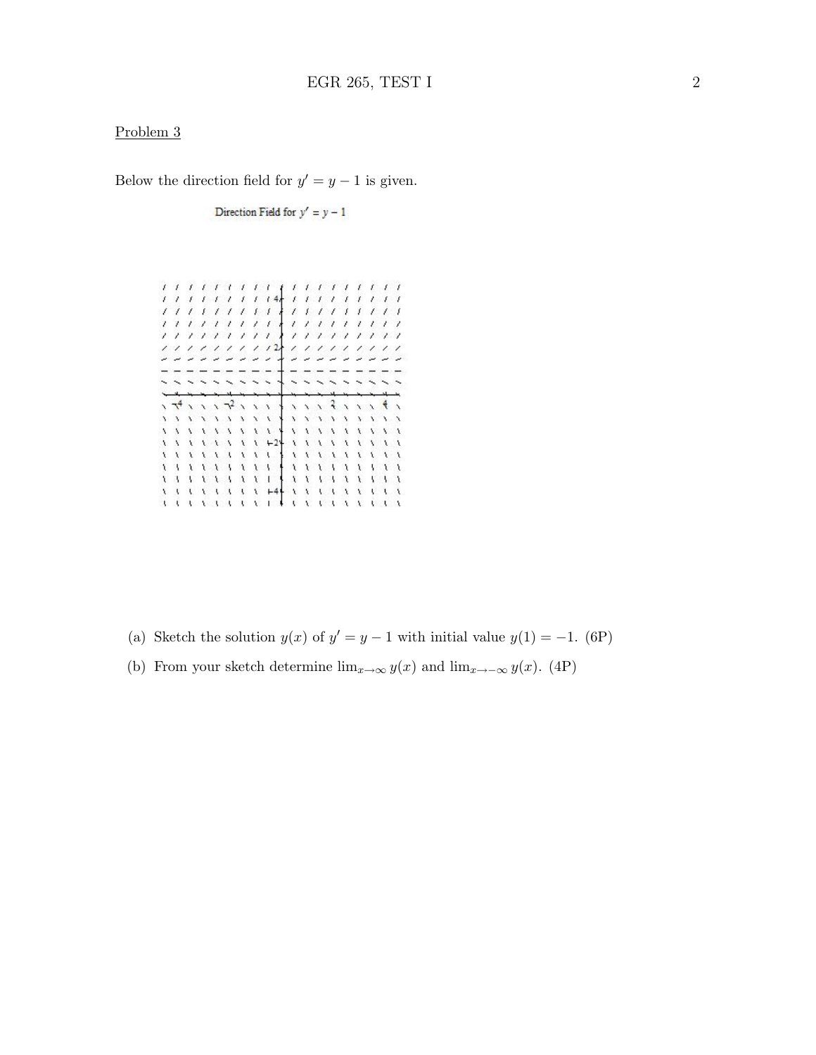Problem 3

Below the direction field for $y' = y - 1$ is given.

Direction Field for $y' = y - 1$

4
2
-4
-2
2
4
-2
-4

(a) Sketch the solution $y(x)$ of $y' = y - 1$ with initial value $y(1) = -1$. (6P)

(b) From your sketch determine $\lim_{x\to\infty} y(x)$ and $\lim_{x\to-\infty} y(x)$. (4P)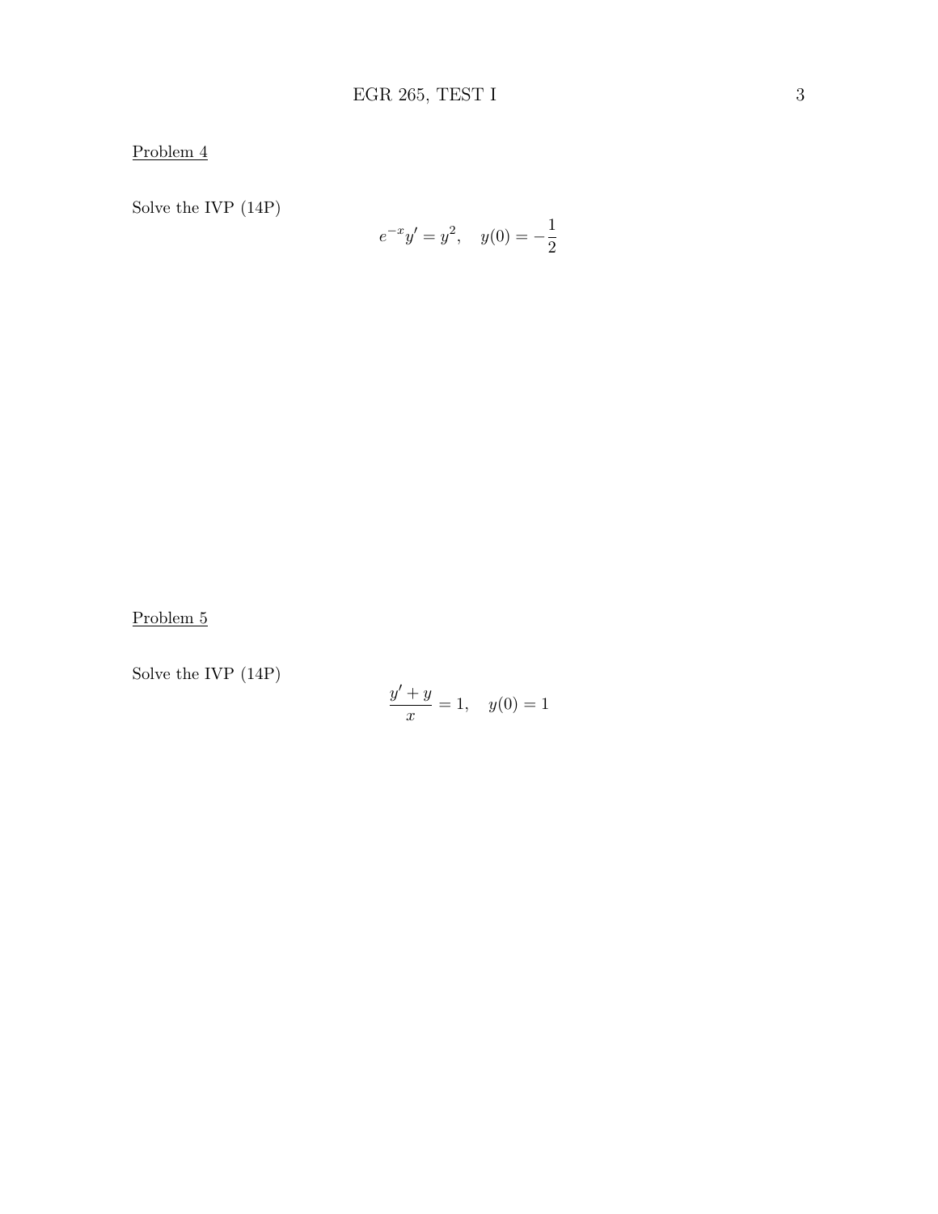Problem 4

Solve the IVP (14P)

$$e^{-x}y' = y^2, \quad y(0) = -\frac{1}{2}$$

Problem 5

Solve the IVP (14P)

$$\frac{y' + y}{x} = 1, \quad y(0) = 1$$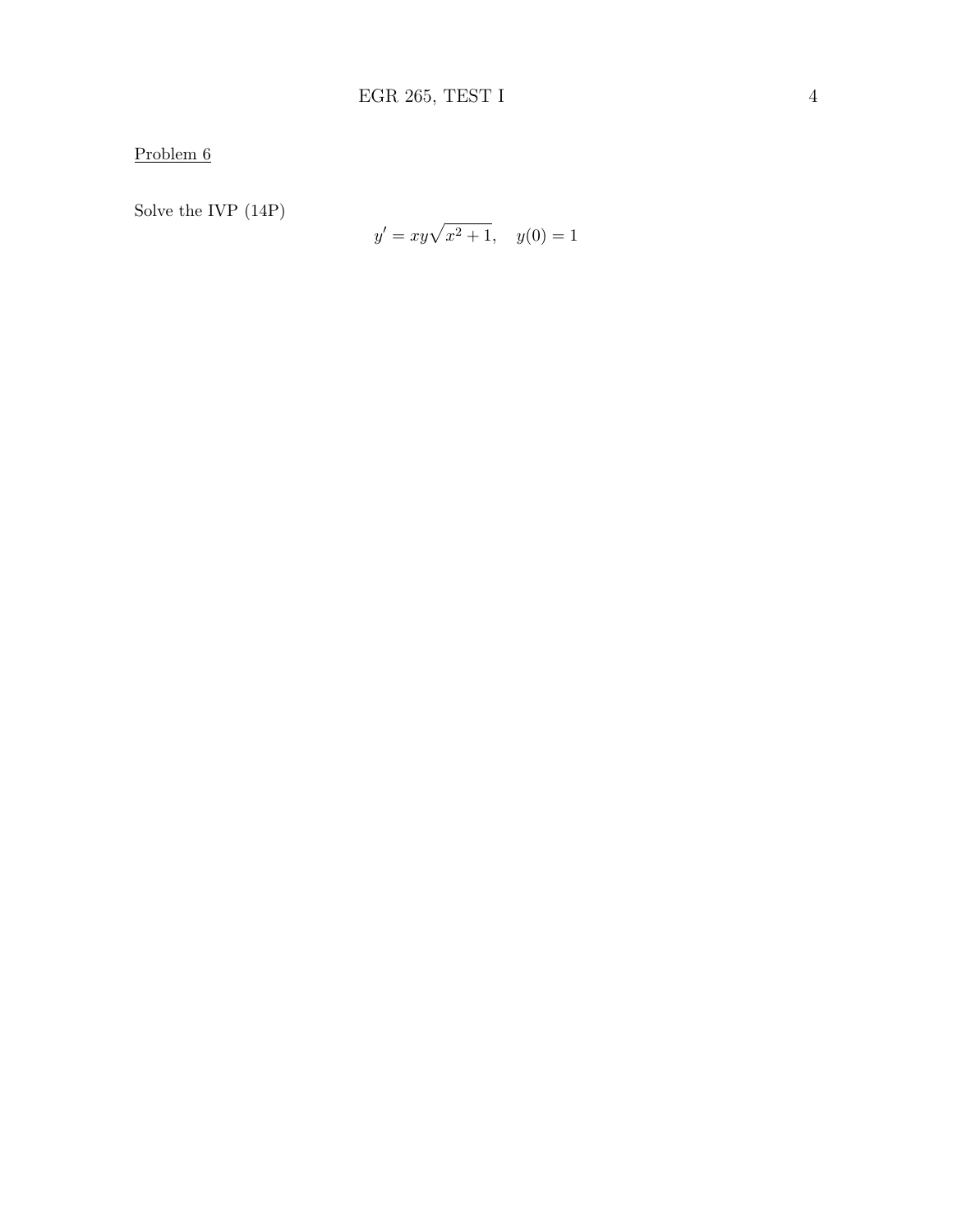Problem 6

Solve the IVP (14P)

$$y' = xy\sqrt{x^2+1}, \quad y(0) = 1$$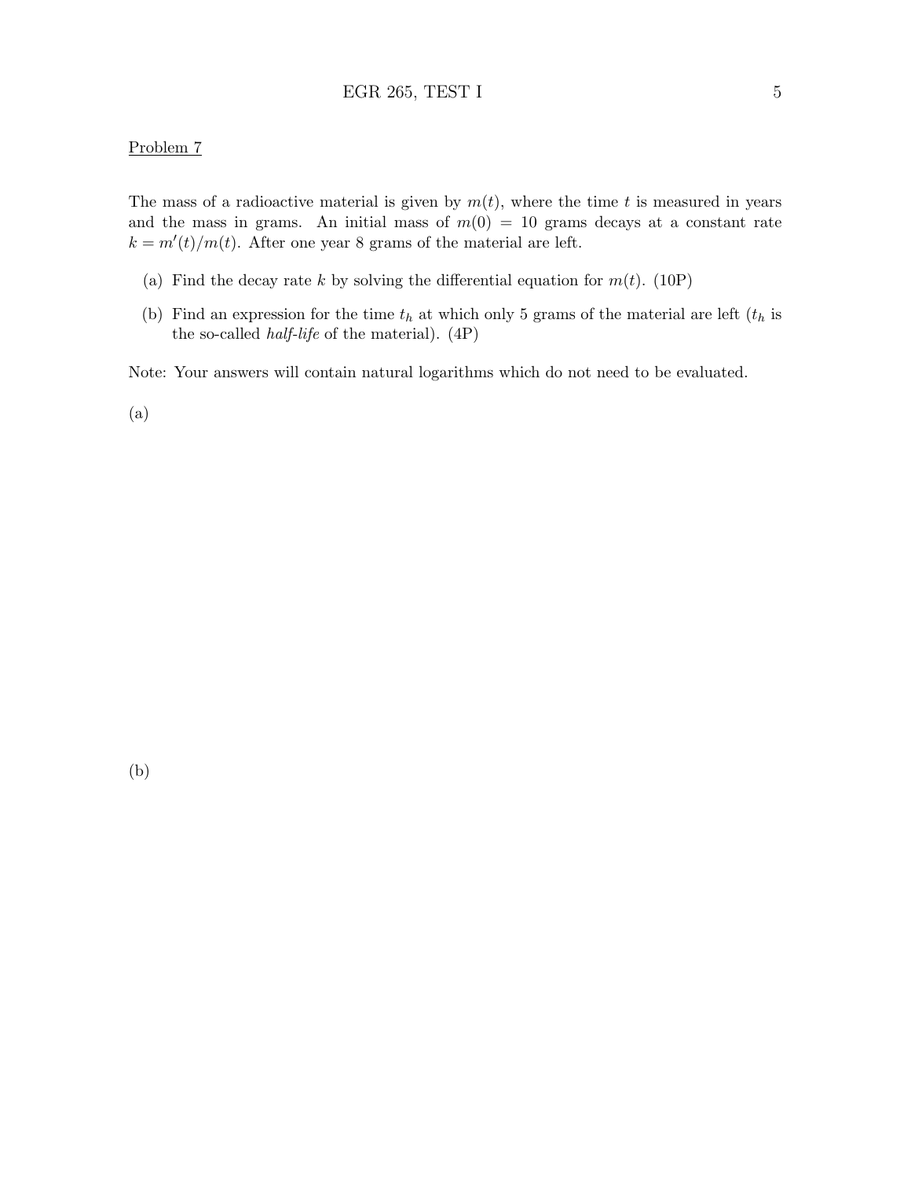Problem 7

The mass of a radioactive material is given by $m(t)$, where the time $t$ is measured in years and the mass in grams. An initial mass of $m(0) = 10$ grams decays at a constant rate $k = m'(t)/m(t)$. After one year 8 grams of the material are left.

(a) Find the decay rate $k$ by solving the differential equation for $m(t)$. (10P)

(b) Find an expression for the time $t_h$ at which only 5 grams of the material are left ($t_h$ is the so-called *half-life* of the material). (4P)

Note: Your answers will contain natural logarithms which do not need to be evaluated.

(a)

(b)